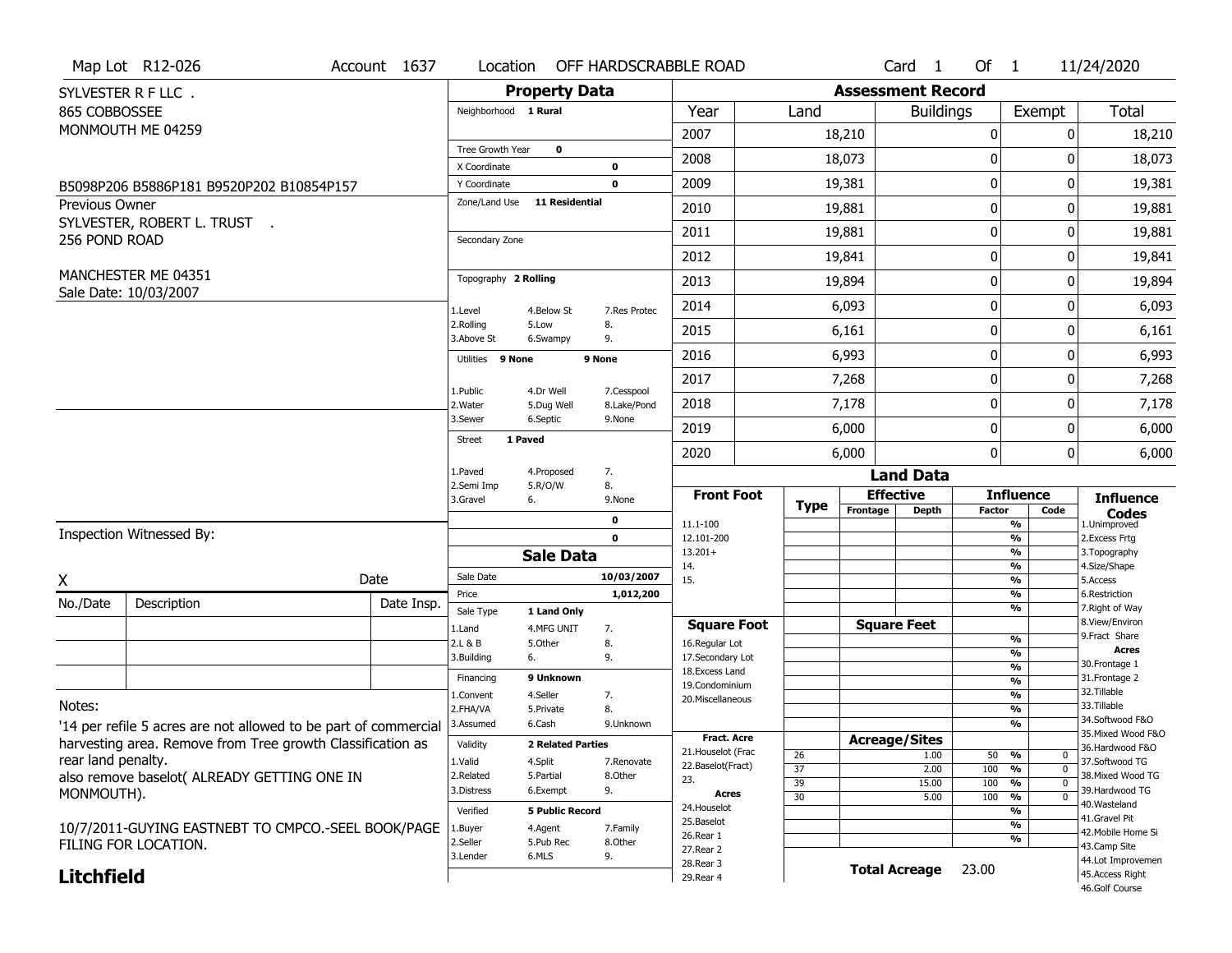Map Lot R12-026 | Account 1637 | Location OFF HARDSCRABBLE ROAD | Card 1 Of 1 | 11/24/2020

SYLVESTER R F LLC .
865 COBBOSSEE
MONMOUTH ME 04259

B5098P206 B5886P181 B9520P202 B10854P157

Previous Owner
SYLVESTER, ROBERT L. TRUST .
256 POND ROAD

MANCHESTER ME 04351
Sale Date: 10/03/2007

## Property Data

- Neighborhood: 1 Rural
- Tree Growth Year: 0
- X Coordinate: 0
- Y Coordinate: 0
- Zone/Land Use: 11 Residential
- Secondary Zone:
- Topography: 2 Rolling
  - 1.Level 4.Below St 7.Res Protec
  - 2.Rolling 5.Low 8.
  - 3.Above St 6.Swampy 9.
- Utilities: 9 None 9 None
  - 1.Public 4.Dr Well 7.Cesspool
  - 2.Water 5.Dug Well 8.Lake/Pond
  - 3.Sewer 6.Septic 9.None
- Street: 1 Paved
  - 1.Paved 4.Proposed 7.
  - 2.Semi Imp 5.R/O/W 8.
  - 3.Gravel 6. 9.None

## Assessment Record

| Year | Land | Buildings | Exempt | Total |
|---|---|---|---|---|
| 2007 | 18,210 | 0 | 0 | 18,210 |
| 2008 | 18,073 | 0 | 0 | 18,073 |
| 2009 | 19,381 | 0 | 0 | 19,381 |
| 2010 | 19,881 | 0 | 0 | 19,881 |
| 2011 | 19,881 | 0 | 0 | 19,881 |
| 2012 | 19,841 | 0 | 0 | 19,841 |
| 2013 | 19,894 | 0 | 0 | 19,894 |
| 2014 | 6,093 | 0 | 0 | 6,093 |
| 2015 | 6,161 | 0 | 0 | 6,161 |
| 2016 | 6,993 | 0 | 0 | 6,993 |
| 2017 | 7,268 | 0 | 0 | 7,268 |
| 2018 | 7,178 | 0 | 0 | 7,178 |
| 2019 | 6,000 | 0 | 0 | 6,000 |
| 2020 | 6,000 | 0 | 0 | 6,000 |

## Sale Data

- Sale Date: 10/03/2007
- Price: 1,012,200
- Sale Type: 1 Land Only
  - 1.Land 4.MFG UNIT 7.
  - 2.L & B 5.Other 8.
  - 3.Building 6. 9.
- Financing: 9 Unknown
  - 1.Convent 4.Seller 7.
  - 2.FHA/VA 5.Private 8.
  - 3.Assumed 6.Cash 9.Unknown
- Validity: 2 Related Parties
  - 1.Valid 4.Split 7.Renovate
  - 2.Related 5.Partial 8.Other
  - 3.Distress 6.Exempt 9.
- Verified: 5 Public Record
  - 1.Buyer 4.Agent 7.Family
  - 2.Seller 5.Pub Rec 8.Other
  - 3.Lender 6.MLS 9.

## Land Data

Front Foot: 11.1-100, 12.101-200, 13.201+, 14., 15.

Square Foot: 16.Regular Lot, 17.Secondary Lot, 18.Excess Land, 19.Condominium, 20.Miscellaneous

Fract. Acre: 21.Houselot (Frac, 22.Baselot(Fract), 23.

Acres: 24.Houselot, 25.Baselot, 26.Rear 1, 27.Rear 2, 28.Rear 3, 29.Rear 4

### Acreage/Sites

| Type | Acreage/Sites | Influence Factor | Code |
|---|---|---|---|
| 26 | 1.00 | 50 % | 0 |
| 37 | 2.00 | 100 % | 0 |
| 39 | 15.00 | 100 % | 0 |
| 30 | 5.00 | 100 % | 0 |

Total Acreage 23.00

### Influence Codes

1.Unimproved, 2.Excess Frtg, 3.Topography, 4.Size/Shape, 5.Access, 6.Restriction, 7.Right of Way, 8.View/Environ, 9.Fract Share

**Acres**: 30.Frontage 1, 31.Frontage 2, 32.Tillable, 33.Tillable, 34.Softwood F&O, 35.Mixed Wood F&O, 36.Hardwood F&O, 37.Softwood TG, 38.Mixed Wood TG, 39.Hardwood TG, 40.Wasteland, 41.Gravel Pit, 42.Mobile Home Si, 43.Camp Site, 44.Lot Improvemen, 45.Access Right, 46.Golf Course

Inspection Witnessed By:

X ______________________ Date

| No./Date | Description | Date Insp. |
|---|---|---|
| | | |
| | | |
| | | |

Notes:
'14 per refile 5 acres are not allowed to be part of commercial harvesting area. Remove from Tree growth Classification as rear land penalty.
also remove baselot( ALREADY GETTING ONE IN MONMOUTH).

10/7/2011-GUYING EASTNEBT TO CMPCO.-SEEL BOOK/PAGE FILING FOR LOCATION.

**Litchfield**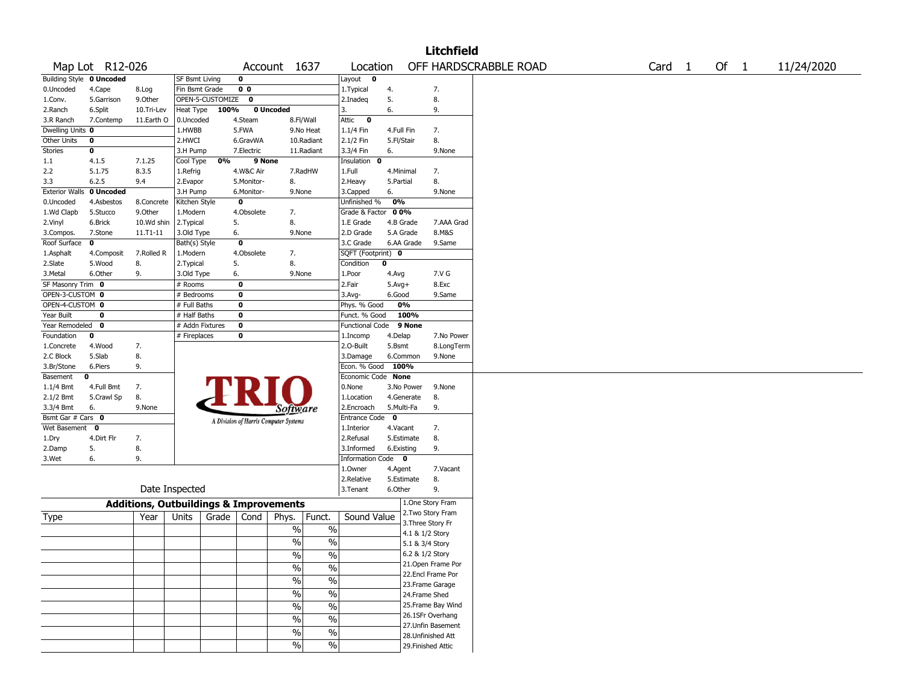# Litchfield

| Map Lot | R12-026 | Account | 1637 | Location | OFF HARDSCRABBLE ROAD | Card | 1 | Of | 1 | 11/24/2020 |
|---|---|---|---|---|---|---|---|---|---|---|

| Building Style **0 Uncoded** | | | SF Bsmt Living | **0** | | Layout **0** | | |
|---|---|---|---|---|---|---|---|---|
| 0.Uncoded | 4.Cape | 8.Log | Fin Bsmt Grade | **0 0** | | 1.Typical | 4. | 7. |
| 1.Conv. | 5.Garrison | 9.Other | OPEN-5-CUSTOMIZE | **0** | | 2.Inadeq | 5. | 8. |
| 2.Ranch | 6.Split | 10.Tri-Lev | Heat Type **100%** | **0 Uncoded** | | 3. | 6. | 9. |
| 3.R Ranch | 7.Contemp | 11.Earth O | 0.Uncoded | 4.Steam | 8.Fl/Wall | Attic **0** | | |
| Dwelling Units **0** | | | 1.HWBB | 5.FWA | 9.No Heat | 1.1/4 Fin | 4.Full Fin | 7. |
| Other Units | **0** | | 2.HWCI | 6.GravWA | 10.Radiant | 2.1/2 Fin | 5.Fl/Stair | 8. |
| Stories | **0** | | 3.H Pump | 7.Electric | 11.Radiant | 3.3/4 Fin | 6. | 9.None |
| 1.1 | 4.1.5 | 7.1.25 | Cool Type **0%** | **9 None** | | Insulation **0** | | |
| 2.2 | 5.1.75 | 8.3.5 | 1.Refrig | 4.W&C Air | 7.RadHW | 1.Full | 4.Minimal | 7. |
| 3.3 | 6.2.5 | 9.4 | 2.Evapor | 5.Monitor- | 8. | 2.Heavy | 5.Partial | 8. |
| Exterior Walls **0 Uncoded** | | | 3.H Pump | 6.Monitor- | 9.None | 3.Capped | 6. | 9.None |
| 0.Uncoded | 4.Asbestos | 8.Concrete | Kitchen Style | **0** | | Unfinished % | **0%** | |
| 1.Wd Clapb | 5.Stucco | 9.Other | 1.Modern | 4.Obsolete | 7. | Grade & Factor | **0 0%** | |
| 2.Vinyl | 6.Brick | 10.Wd shin | 2.Typical | 5. | 8. | 1.E Grade | 4.B Grade | 7.AAA Grad |
| 3.Compos. | 7.Stone | 11.T1-11 | 3.Old Type | 6. | 9.None | 2.D Grade | 5.A Grade | 8.M&S |
| Roof Surface **0** | | | Bath(s) Style | **0** | | 3.C Grade | 6.AA Grade | 9.Same |
| 1.Asphalt | 4.Composit | 7.Rolled R | 1.Modern | 4.Obsolete | 7. | SQFT (Footprint) **0** | | |
| 2.Slate | 5.Wood | 8. | 2.Typical | 5. | 8. | Condition **0** | | |
| 3.Metal | 6.Other | 9. | 3.Old Type | 6. | 9.None | 1.Poor | 4.Avg | 7.V G |
| SF Masonry Trim **0** | | | # Rooms | **0** | | 2.Fair | 5.Avg+ | 8.Exc |
| OPEN-3-CUSTOM **0** | | | # Bedrooms | **0** | | 3.Avg- | 6.Good | 9.Same |
| OPEN-4-CUSTOM **0** | | | # Full Baths | **0** | | Phys. % Good | **0%** | |
| Year Built | **0** | | # Half Baths | **0** | | Funct. % Good | **100%** | |
| Year Remodeled | **0** | | # Addn Fixtures | **0** | | Functional Code | **9 None** | |
| Foundation | **0** | | # Fireplaces | **0** | | 1.Incomp | 4.Delap | 7.No Power |
| 1.Concrete | 4.Wood | 7. | | | | 2.O-Built | 5.Bsmt | 8.LongTerm |
| 2.C Block | 5.Slab | 8. | | | | 3.Damage | 6.Common | 9.None |
| 3.Br/Stone | 6.Piers | 9. | | | | Econ. % Good | **100%** | |
| Basement | **0** | | | | | Economic Code | **None** | |
| 1.1/4 Bmt | 4.Full Bmt | 7. | | | | 0.None | 3.No Power | 9.None |
| 2.1/2 Bmt | 5.Crawl Sp | 8. | | | | 1.Location | 4.Generate | 8. |
| 3.3/4 Bmt | 6. | 9.None | | | | 2.Encroach | 5.Multi-Fa | 9. |
| Bsmt Gar # Cars **0** | | | | | | Entrance Code | **0** | |
| Wet Basement **0** | | | | | | 1.Interior | 4.Vacant | 7. |
| 1.Dry | 4.Dirt Flr | 7. | | | | 2.Refusal | 5.Estimate | 8. |
| 2.Damp | 5. | 8. | | | | 3.Informed | 6.Existing | 9. |
| 3.Wet | 6. | 9. | | | | Information Code | **0** | |
| | | | | | | 1.Owner | 4.Agent | 7.Vacant |
| | | | | | | 2.Relative | 5.Estimate | 8. |
| | Date Inspected | | | | | 3.Tenant | 6.Other | 9. |

TRIO Software — A Division of Harris Computer Systems

## Additions, Outbuildings & Improvements

| Type | Year | Units | Grade | Cond | Phys. | Funct. | Sound Value |
|---|---|---|---|---|---|---|---|
| | | | | | % | % | |
| | | | | | % | % | |
| | | | | | % | % | |
| | | | | | % | % | |
| | | | | | % | % | |
| | | | | | % | % | |
| | | | | | % | % | |
| | | | | | % | % | |
| | | | | | % | % | |
| | | | | | % | % | |

1.One Story Fram
2.Two Story Fram
3.Three Story Fr
4.1 & 1/2 Story
5.1 & 3/4 Story
6.2 & 1/2 Story
21.Open Frame Por
22.Encl Frame Por
23.Frame Garage
24.Frame Shed
25.Frame Bay Wind
26.1SFr Overhang
27.Unfin Basement
28.Unfinished Att
29.Finished Attic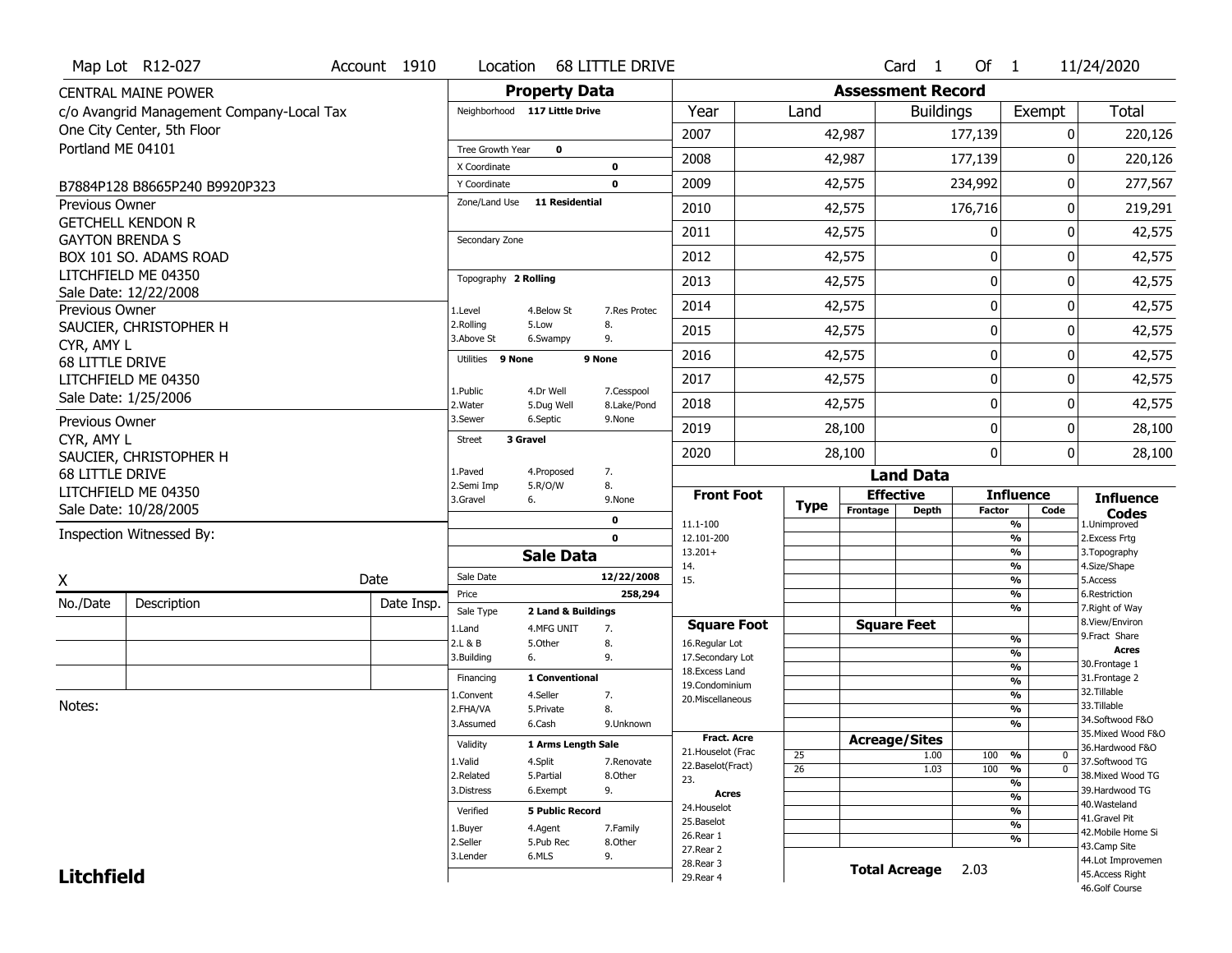Map Lot R12-027 | Account 1910 | Location 68 LITTLE DRIVE | Card 1 Of 1 | 11/24/2020

CENTRAL MAINE POWER
c/o Avangrid Management Company-Local Tax
One City Center, 5th Floor
Portland ME 04101

B7884P128 B8665P240 B9920P323

Previous Owner
GETCHELL KENDON R
GAYTON BRENDA S
BOX 101 SO. ADAMS ROAD
LITCHFIELD ME 04350
Sale Date: 12/22/2008

Previous Owner
SAUCIER, CHRISTOPHER H
CYR, AMY L
68 LITTLE DRIVE
LITCHFIELD ME 04350
Sale Date: 1/25/2006

Previous Owner
CYR, AMY L
SAUCIER, CHRISTOPHER H
68 LITTLE DRIVE
LITCHFIELD ME 04350
Sale Date: 10/28/2005

Inspection Witnessed By:

X ______________________ Date

| No./Date | Description | Date Insp. |
|---|---|---|
| | | |
| | | |
| | | |

Notes:

## Property Data

Neighborhood **117 Little Drive**

Tree Growth Year **0**
X Coordinate **0**
Y Coordinate **0**
Zone/Land Use **11 Residential**

Secondary Zone

Topography **2 Rolling**
1.Level 4.Below St 7.Res Protec
2.Rolling 5.Low 8.
3.Above St 6.Swampy 9.

Utilities **9 None** **9 None**
1.Public 4.Dr Well 7.Cesspool
2.Water 5.Dug Well 8.Lake/Pond
3.Sewer 6.Septic 9.None

Street **3 Gravel**
1.Paved 4.Proposed 7.
2.Semi Imp 5.R/O/W 8.
3.Gravel 6. 9.None

**0**
**0**

## Sale Data

Sale Date **12/22/2008**
Price **258,294**
Sale Type **2 Land & Buildings**
1.Land 4.MFG UNIT 7.
2.L & B 5.Other 8.
3.Building 6. 9.

Financing **1 Conventional**
1.Convent 4.Seller 7.
2.FHA/VA 5.Private 8.
3.Assumed 6.Cash 9.Unknown

Validity **1 Arms Length Sale**
1.Valid 4.Split 7.Renovate
2.Related 5.Partial 8.Other
3.Distress 6.Exempt 9.

Verified **5 Public Record**
1.Buyer 4.Agent 7.Family
2.Seller 5.Pub Rec 8.Other
3.Lender 6.MLS 9.

## Assessment Record

| Year | Land | Buildings | Exempt | Total |
|---|---|---|---|---|
| 2007 | 42,987 | 177,139 | 0 | 220,126 |
| 2008 | 42,987 | 177,139 | 0 | 220,126 |
| 2009 | 42,575 | 234,992 | 0 | 277,567 |
| 2010 | 42,575 | 176,716 | 0 | 219,291 |
| 2011 | 42,575 | 0 | 0 | 42,575 |
| 2012 | 42,575 | 0 | 0 | 42,575 |
| 2013 | 42,575 | 0 | 0 | 42,575 |
| 2014 | 42,575 | 0 | 0 | 42,575 |
| 2015 | 42,575 | 0 | 0 | 42,575 |
| 2016 | 42,575 | 0 | 0 | 42,575 |
| 2017 | 42,575 | 0 | 0 | 42,575 |
| 2018 | 42,575 | 0 | 0 | 42,575 |
| 2019 | 28,100 | 0 | 0 | 28,100 |
| 2020 | 28,100 | 0 | 0 | 28,100 |

## Land Data

| Front Foot | Type | Effective Frontage | Effective Depth | Influence Factor | Influence Code |
|---|---|---|---|---|---|
| 11.1-100 | | | | % | |
| 12.101-200 | | | | % | |
| 13.201+ | | | | % | |
| 14. | | | | % | |
| 15. | | | | % | |
| | | | | % | |
| | | | | % | |
| **Square Foot** | | **Square Feet** | | | |
| 16.Regular Lot | | | | % | |
| 17.Secondary Lot | | | | % | |
| 18.Excess Land | | | | % | |
| 19.Condominium | | | | % | |
| 20.Miscellaneous | | | | % | |
| | | | | % | |
| | | | | % | |
| **Fract. Acre** | | **Acreage/Sites** | | | |
| 21.Houselot (Frac | 25 | | 1.00 | 100 % | 0 |
| 22.Baselot(Fract) | 26 | | 1.03 | 100 % | 0 |
| 23. | | | | % | |
| **Acres** | | | | % | |
| 24.Houselot | | | | % | |
| 25.Baselot | | | | % | |
| 26.Rear 1 | | | | % | |
| 27.Rear 2 | | | | | |
| 28.Rear 3 | | | | | |
| 29.Rear 4 | | | | | |

**Total Acreage** 2.03

**Influence Codes**
1.Unimproved
2.Excess Frtg
3.Topography
4.Size/Shape
5.Access
6.Restriction
7.Right of Way
8.View/Environ
9.Fract Share

**Acres**
30.Frontage 1
31.Frontage 2
32.Tillable
33.Tillable
34.Softwood F&O
35.Mixed Wood F&O
36.Hardwood F&O
37.Softwood TG
38.Mixed Wood TG
39.Hardwood TG
40.Wasteland
41.Gravel Pit
42.Mobile Home Si
43.Camp Site
44.Lot Improvemen
45.Access Right
46.Golf Course

**Litchfield**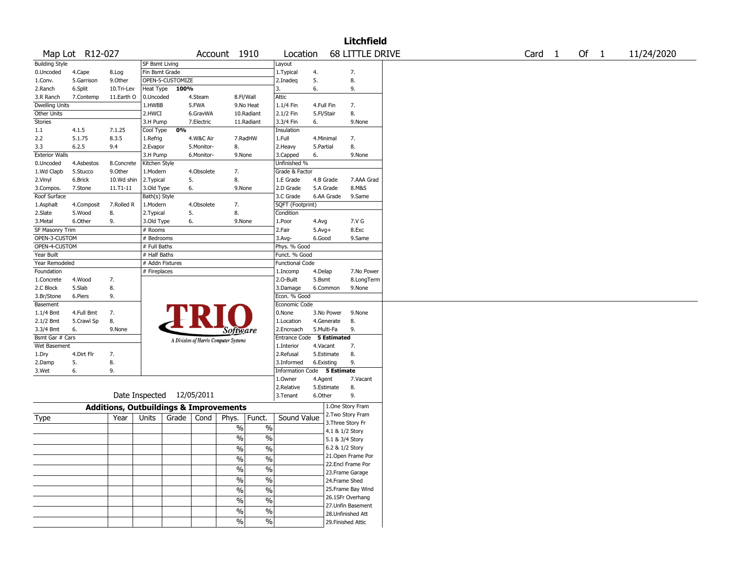# Litchfield

Map Lot R12-027 | Account 1910 | Location 68 LITTLE DRIVE | Card 1 Of 1 | 11/24/2020

| | | | | | | | | |
|---|---|---|---|---|---|---|---|---|
| **Building Style** | | | **SF Bsmt Living** | | | **Layout** | | |
| 0.Uncoded | 4.Cape | 8.Log | **Fin Bsmt Grade** | | | 1.Typical | 4. | 7. |
| 1.Conv. | 5.Garrison | 9.Other | OPEN-5-CUSTOMIZE | | | 2.Inadeq | 5. | 8. |
| 2.Ranch | 6.Split | 10.Tri-Lev | **Heat Type** 100% | | | 3. | 6. | 9. |
| 3.R Ranch | 7.Contemp | 11.Earth O | 0.Uncoded | 4.Steam | 8.Fl/Wall | **Attic** | | |
| **Dwelling Units** | | | 1.HWBB | 5.FWA | 9.No Heat | 1.1/4 Fin | 4.Full Fin | 7. |
| **Other Units** | | | 2.HWCI | 6.GravWA | 10.Radiant | 2.1/2 Fin | 5.Fl/Stair | 8. |
| **Stories** | | | 3.H Pump | 7.Electric | 11.Radiant | 3.3/4 Fin | 6. | 9.None |
| 1.1 | 4.1.5 | 7.1.25 | **Cool Type** 0% | | | **Insulation** | | |
| 2.2 | 5.1.75 | 8.3.5 | 1.Refrig | 4.W&C Air | 7.RadHW | 1.Full | 4.Minimal | 7. |
| 3.3 | 6.2.5 | 9.4 | 2.Evapor | 5.Monitor- | 8. | 2.Heavy | 5.Partial | 8. |
| **Exterior Walls** | | | 3.H Pump | 6.Monitor- | 9.None | 3.Capped | 6. | 9.None |
| 0.Uncoded | 4.Asbestos | 8.Concrete | **Kitchen Style** | | | **Unfinished %** | | |
| 1.Wd Clapb | 5.Stucco | 9.Other | 1.Modern | 4.Obsolete | 7. | **Grade & Factor** | | |
| 2.Vinyl | 6.Brick | 10.Wd shin | 2.Typical | 5. | 8. | 1.E Grade | 4.B Grade | 7.AAA Grad |
| 3.Compos. | 7.Stone | 11.T1-11 | 3.Old Type | 6. | 9.None | 2.D Grade | 5.A Grade | 8.M&S |
| **Roof Surface** | | | **Bath(s) Style** | | | 3.C Grade | 6.AA Grade | 9.Same |
| 1.Asphalt | 4.Composit | 7.Rolled R | 1.Modern | 4.Obsolete | 7. | **SQFT (Footprint)** | | |
| 2.Slate | 5.Wood | 8. | 2.Typical | 5. | 8. | **Condition** | | |
| 3.Metal | 6.Other | 9. | 3.Old Type | 6. | 9.None | 1.Poor | 4.Avg | 7.V G |
| **SF Masonry Trim** | | | **# Rooms** | | | 2.Fair | 5.Avg+ | 8.Exc |
| OPEN-3-CUSTOM | | | **# Bedrooms** | | | 3.Avg- | 6.Good | 9.Same |
| OPEN-4-CUSTOM | | | **# Full Baths** | | | **Phys. % Good** | | |
| **Year Built** | | | **# Half Baths** | | | **Funct. % Good** | | |
| **Year Remodeled** | | | **# Addn Fixtures** | | | **Functional Code** | | |
| **Foundation** | | | **# Fireplaces** | | | 1.Incomp | 4.Delap | 7.No Power |
| 1.Concrete | 4.Wood | 7. | | | | 2.O-Built | 5.Bsmt | 8.LongTerm |
| 2.C Block | 5.Slab | 8. | | | | 3.Damage | 6.Common | 9.None |
| 3.Br/Stone | 6.Piers | 9. | | | | **Econ. % Good** | | |
| **Basement** | | | | | | **Economic Code** | | |
| 1.1/4 Bmt | 4.Full Bmt | 7. | | | | 0.None | 3.No Power | 9.None |
| 2.1/2 Bmt | 5.Crawl Sp | 8. | | | | 1.Location | 4.Generate | 8. |
| 3.3/4 Bmt | 6. | 9.None | | | | 2.Encroach | 5.Multi-Fa | 9. |
| **Bsmt Gar # Cars** | | | | | | **Entrance Code** 5 Estimated | | |
| **Wet Basement** | | | | | | 1.Interior | 4.Vacant | 7. |
| 1.Dry | 4.Dirt Flr | 7. | | | | 2.Refusal | 5.Estimate | 8. |
| 2.Damp | 5. | 8. | | | | 3.Informed | 6.Existing | 9. |
| 3.Wet | 6. | 9. | | | | **Information Code** 5 Estimate | | |
| | | | | | | 1.Owner | 4.Agent | 7.Vacant |
| | | | | | | 2.Relative | 5.Estimate | 8. |
| | | | Date Inspected 12/05/2011 | | | 3.Tenant | 6.Other | 9. |

TRIO Software — A Division of Harris Computer Systems

## Additions, Outbuildings & Improvements

| Type | Year | Units | Grade | Cond | Phys. | Funct. | Sound Value |
|---|---|---|---|---|---|---|---|
| | | | | | % | % | |
| | | | | | % | % | |
| | | | | | % | % | |
| | | | | | % | % | |
| | | | | | % | % | |
| | | | | | % | % | |
| | | | | | % | % | |
| | | | | | % | % | |
| | | | | | % | % | |
| | | | | | % | % | |

1.One Story Fram
2.Two Story Fram
3.Three Story Fr
4.1 & 1/2 Story
5.1 & 3/4 Story
6.2 & 1/2 Story
21.Open Frame Por
22.Encl Frame Por
23.Frame Garage
24.Frame Shed
25.Frame Bay Wind
26.1SFr Overhang
27.Unfin Basement
28.Unfinished Att
29.Finished Attic